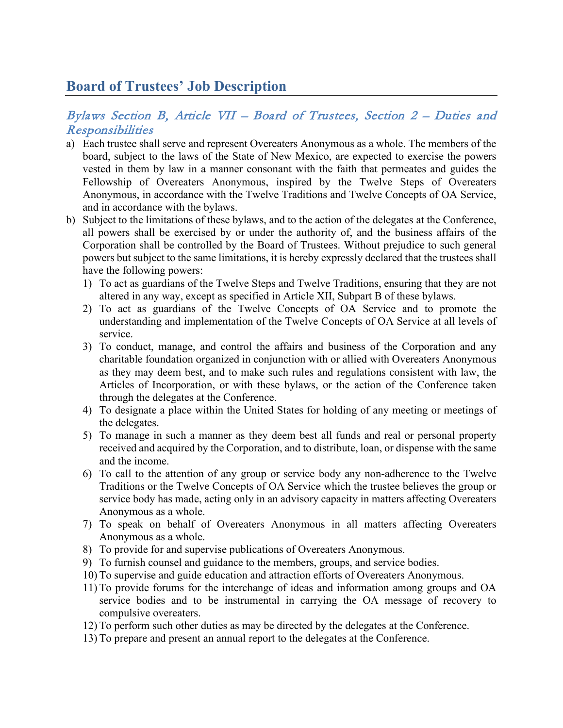# Board of Trustees' Job Description

## *Bylaws Section B, Article VII – Board of Trustees, Section 2 – Duties and Responsibilities*

a) Each trustee shall serve and represent Overeaters Anonymous as a whole. The members of the board, subject to the laws of the State of New Mexico, are expected to exercise the powers vested in them by law in a manner consonant with the faith that permeates and guides the Fellowship of Overeaters Anonymous, inspired by the Twelve Steps of Overeaters Anonymous, in accordance with the Twelve Traditions and Twelve Concepts of OA Service, and in accordance with the bylaws.

b) Subject to the limitations of these bylaws, and to the action of the delegates at the Conference, all powers shall be exercised by or under the authority of, and the business affairs of the Corporation shall be controlled by the Board of Trustees. Without prejudice to such general powers but subject to the same limitations, it is hereby expressly declared that the trustees shall have the following powers:

   1) To act as guardians of the Twelve Steps and Twelve Traditions, ensuring that they are not altered in any way, except as specified in Article XII, Subpart B of these bylaws.
   2) To act as guardians of the Twelve Concepts of OA Service and to promote the understanding and implementation of the Twelve Concepts of OA Service at all levels of service.
   3) To conduct, manage, and control the affairs and business of the Corporation and any charitable foundation organized in conjunction with or allied with Overeaters Anonymous as they may deem best, and to make such rules and regulations consistent with law, the Articles of Incorporation, or with these bylaws, or the action of the Conference taken through the delegates at the Conference.
   4) To designate a place within the United States for holding of any meeting or meetings of the delegates.
   5) To manage in such a manner as they deem best all funds and real or personal property received and acquired by the Corporation, and to distribute, loan, or dispense with the same and the income.
   6) To call to the attention of any group or service body any non-adherence to the Twelve Traditions or the Twelve Concepts of OA Service which the trustee believes the group or service body has made, acting only in an advisory capacity in matters affecting Overeaters Anonymous as a whole.
   7) To speak on behalf of Overeaters Anonymous in all matters affecting Overeaters Anonymous as a whole.
   8) To provide for and supervise publications of Overeaters Anonymous.
   9) To furnish counsel and guidance to the members, groups, and service bodies.
   10) To supervise and guide education and attraction efforts of Overeaters Anonymous.
   11) To provide forums for the interchange of ideas and information among groups and OA service bodies and to be instrumental in carrying the OA message of recovery to compulsive overeaters.
   12) To perform such other duties as may be directed by the delegates at the Conference.
   13) To prepare and present an annual report to the delegates at the Conference.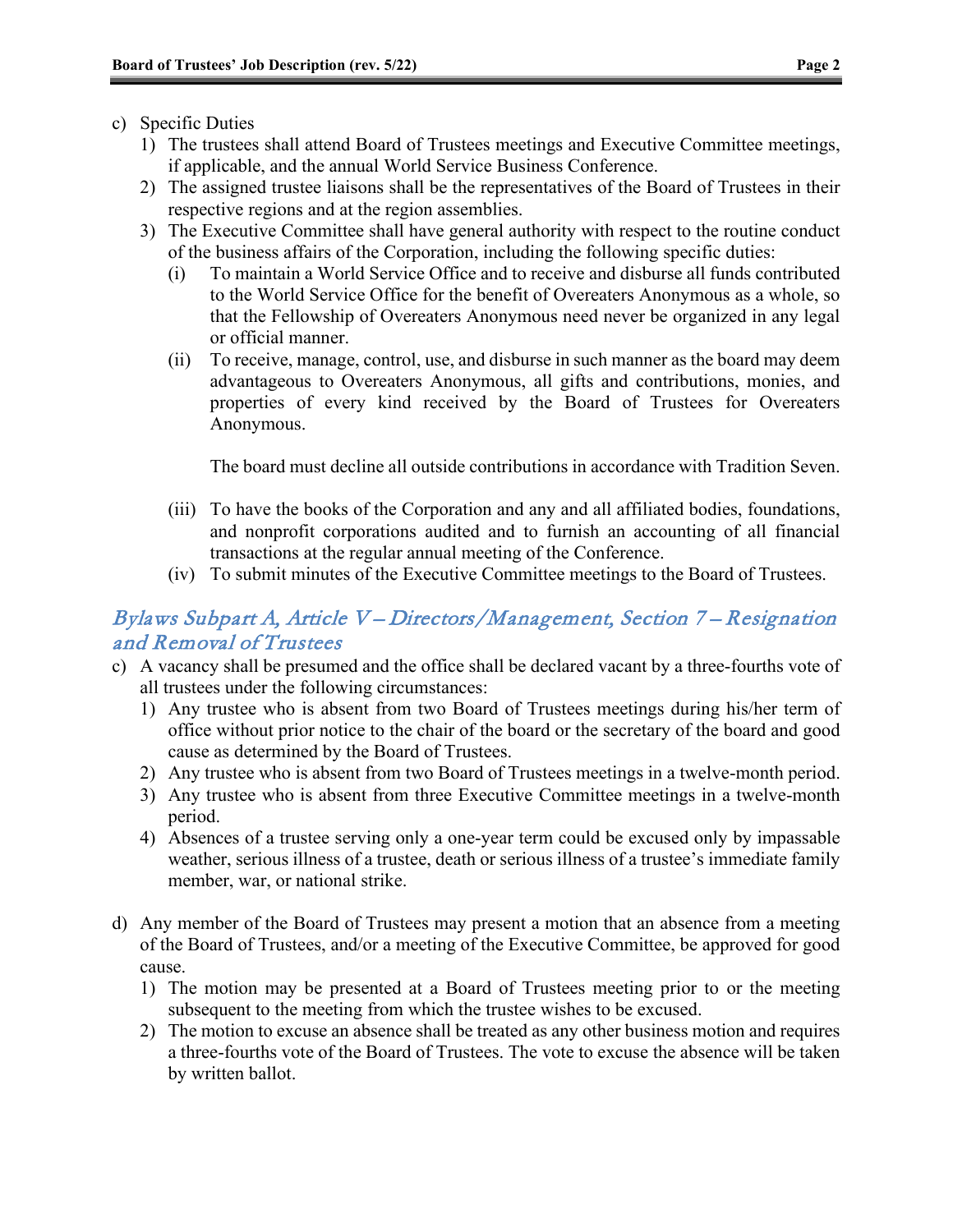c) Specific Duties
   1) The trustees shall attend Board of Trustees meetings and Executive Committee meetings, if applicable, and the annual World Service Business Conference.
   2) The assigned trustee liaisons shall be the representatives of the Board of Trustees in their respective regions and at the region assemblies.
   3) The Executive Committee shall have general authority with respect to the routine conduct of the business affairs of the Corporation, including the following specific duties:
      (i) To maintain a World Service Office and to receive and disburse all funds contributed to the World Service Office for the benefit of Overeaters Anonymous as a whole, so that the Fellowship of Overeaters Anonymous need never be organized in any legal or official manner.
      (ii) To receive, manage, control, use, and disburse in such manner as the board may deem advantageous to Overeaters Anonymous, all gifts and contributions, monies, and properties of every kind received by the Board of Trustees for Overeaters Anonymous.

         The board must decline all outside contributions in accordance with Tradition Seven.

      (iii) To have the books of the Corporation and any and all affiliated bodies, foundations, and nonprofit corporations audited and to furnish an accounting of all financial transactions at the regular annual meeting of the Conference.
      (iv) To submit minutes of the Executive Committee meetings to the Board of Trustees.

## *Bylaws Subpart A, Article V – Directors/Management, Section 7 – Resignation and Removal of Trustees*

c) A vacancy shall be presumed and the office shall be declared vacant by a three-fourths vote of all trustees under the following circumstances:
   1) Any trustee who is absent from two Board of Trustees meetings during his/her term of office without prior notice to the chair of the board or the secretary of the board and good cause as determined by the Board of Trustees.
   2) Any trustee who is absent from two Board of Trustees meetings in a twelve-month period.
   3) Any trustee who is absent from three Executive Committee meetings in a twelve-month period.
   4) Absences of a trustee serving only a one-year term could be excused only by impassable weather, serious illness of a trustee, death or serious illness of a trustee's immediate family member, war, or national strike.

d) Any member of the Board of Trustees may present a motion that an absence from a meeting of the Board of Trustees, and/or a meeting of the Executive Committee, be approved for good cause.
   1) The motion may be presented at a Board of Trustees meeting prior to or the meeting subsequent to the meeting from which the trustee wishes to be excused.
   2) The motion to excuse an absence shall be treated as any other business motion and requires a three-fourths vote of the Board of Trustees. The vote to excuse the absence will be taken by written ballot.